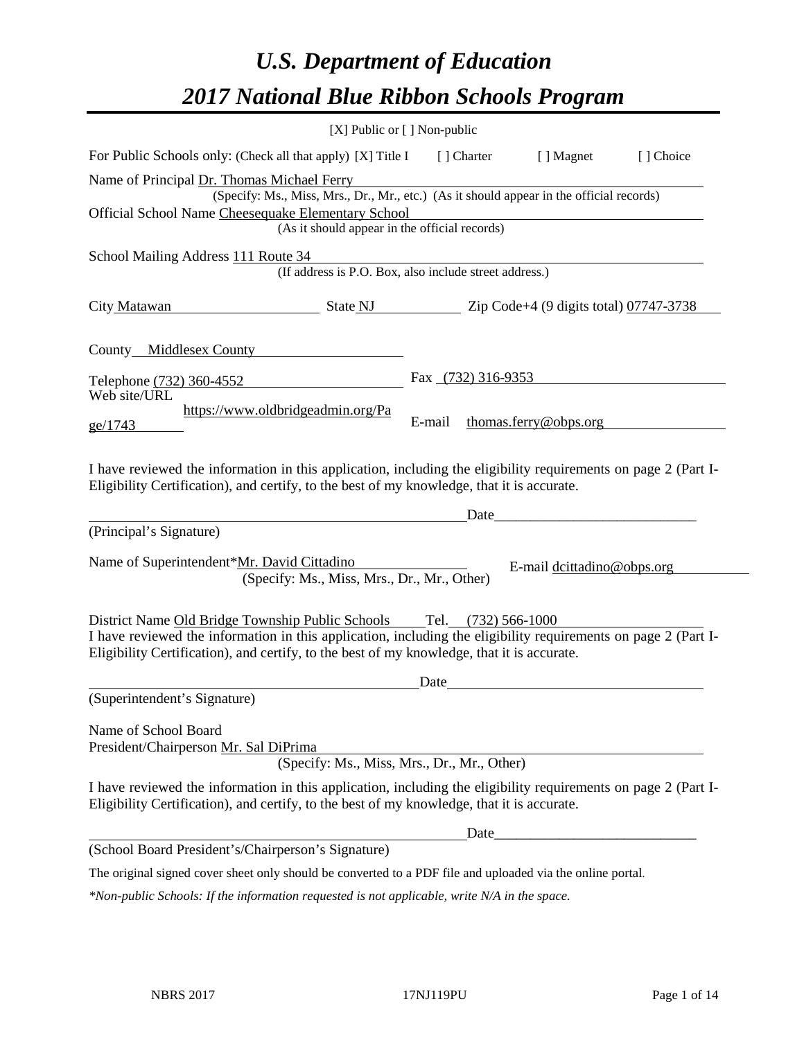# *U.S. Department of Education*

# *2017 National Blue Ribbon Schools Program*

[X] Public or [ ] Non-public

For Public Schools only: (Check all that apply) [X] Title I [ ] Charter [ ] Magnet [ ] Choice

Name of Principal Dr. Thomas Michael Ferry
(Specify: Ms., Miss, Mrs., Dr., Mr., etc.) (As it should appear in the official records)

Official School Name Cheesequake Elementary School
(As it should appear in the official records)

School Mailing Address 111 Route 34
(If address is P.O. Box, also include street address.)

City Matawan State NJ Zip Code+4 (9 digits total) 07747-3738

County Middlesex County

Telephone (732) 360-4552 Fax (732) 316-9353

Web site/URL https://www.oldbridgeadmin.org/Page/1743 E-mail thomas.ferry@obps.org

I have reviewed the information in this application, including the eligibility requirements on page 2 (Part I-Eligibility Certification), and certify, to the best of my knowledge, that it is accurate.

_______________________________ Date_____________________________

(Principal's Signature)

Name of Superintendent*Mr. David Cittadino E-mail dcittadino@obps.org
(Specify: Ms., Miss, Mrs., Dr., Mr., Other)

District Name Old Bridge Township Public Schools Tel. (732) 566-1000

I have reviewed the information in this application, including the eligibility requirements on page 2 (Part I-Eligibility Certification), and certify, to the best of my knowledge, that it is accurate.

_______________________________ Date_____________________________

(Superintendent's Signature)

Name of School Board
President/Chairperson Mr. Sal DiPrima
(Specify: Ms., Miss, Mrs., Dr., Mr., Other)

I have reviewed the information in this application, including the eligibility requirements on page 2 (Part I-Eligibility Certification), and certify, to the best of my knowledge, that it is accurate.

_______________________________ Date_____________________________

(School Board President's/Chairperson's Signature)

The original signed cover sheet only should be converted to a PDF file and uploaded via the online portal.

*\*Non-public Schools: If the information requested is not applicable, write N/A in the space.*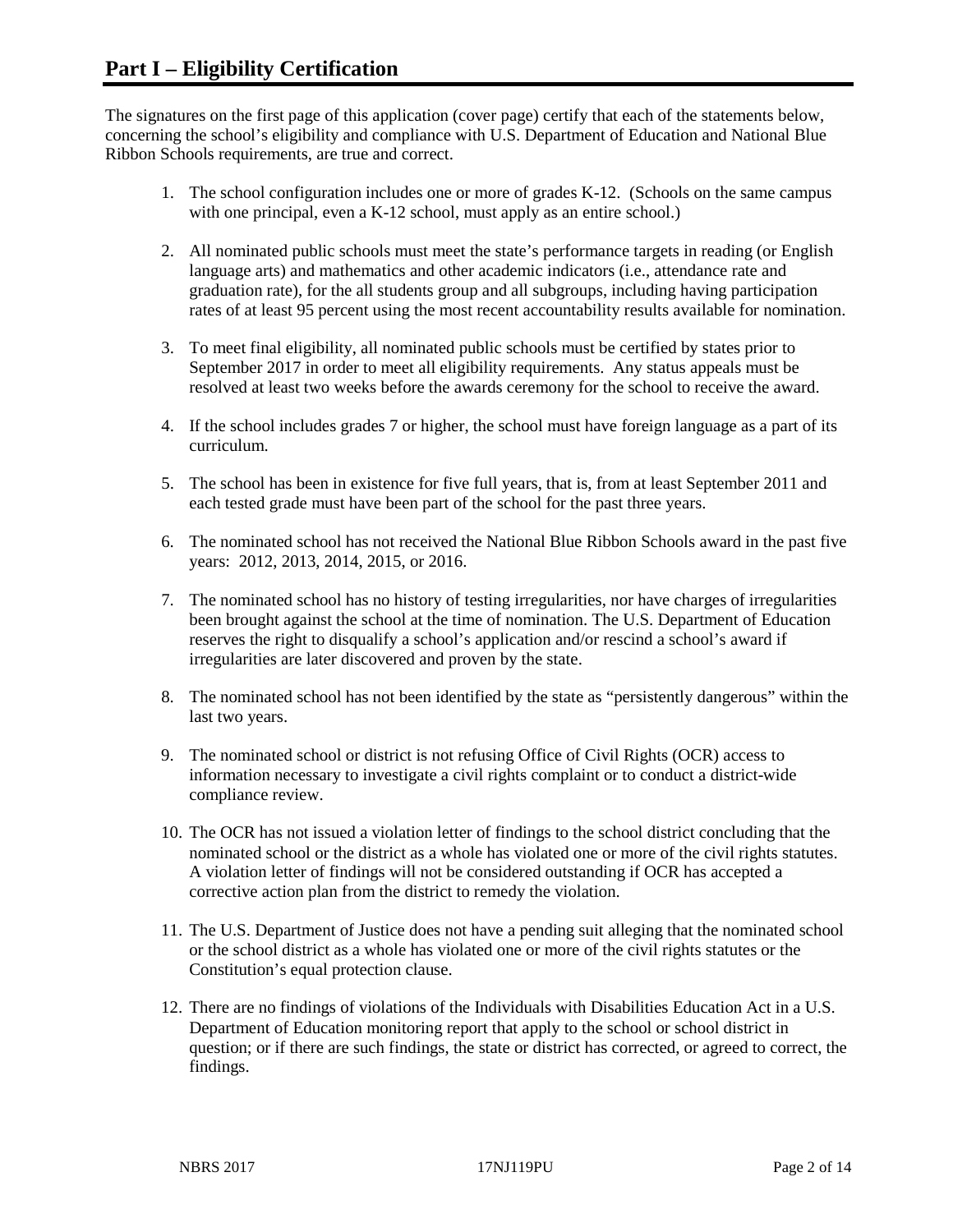# Part I – Eligibility Certification

The signatures on the first page of this application (cover page) certify that each of the statements below, concerning the school's eligibility and compliance with U.S. Department of Education and National Blue Ribbon Schools requirements, are true and correct.

1. The school configuration includes one or more of grades K-12. (Schools on the same campus with one principal, even a K-12 school, must apply as an entire school.)

2. All nominated public schools must meet the state's performance targets in reading (or English language arts) and mathematics and other academic indicators (i.e., attendance rate and graduation rate), for the all students group and all subgroups, including having participation rates of at least 95 percent using the most recent accountability results available for nomination.

3. To meet final eligibility, all nominated public schools must be certified by states prior to September 2017 in order to meet all eligibility requirements. Any status appeals must be resolved at least two weeks before the awards ceremony for the school to receive the award.

4. If the school includes grades 7 or higher, the school must have foreign language as a part of its curriculum.

5. The school has been in existence for five full years, that is, from at least September 2011 and each tested grade must have been part of the school for the past three years.

6. The nominated school has not received the National Blue Ribbon Schools award in the past five years: 2012, 2013, 2014, 2015, or 2016.

7. The nominated school has no history of testing irregularities, nor have charges of irregularities been brought against the school at the time of nomination. The U.S. Department of Education reserves the right to disqualify a school's application and/or rescind a school's award if irregularities are later discovered and proven by the state.

8. The nominated school has not been identified by the state as "persistently dangerous" within the last two years.

9. The nominated school or district is not refusing Office of Civil Rights (OCR) access to information necessary to investigate a civil rights complaint or to conduct a district-wide compliance review.

10. The OCR has not issued a violation letter of findings to the school district concluding that the nominated school or the district as a whole has violated one or more of the civil rights statutes. A violation letter of findings will not be considered outstanding if OCR has accepted a corrective action plan from the district to remedy the violation.

11. The U.S. Department of Justice does not have a pending suit alleging that the nominated school or the school district as a whole has violated one or more of the civil rights statutes or the Constitution's equal protection clause.

12. There are no findings of violations of the Individuals with Disabilities Education Act in a U.S. Department of Education monitoring report that apply to the school or school district in question; or if there are such findings, the state or district has corrected, or agreed to correct, the findings.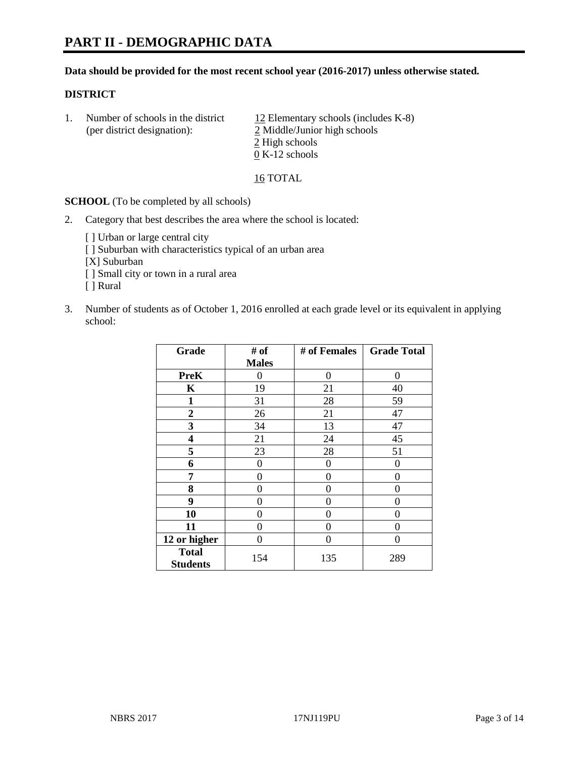# PART II - DEMOGRAPHIC DATA

**Data should be provided for the most recent school year (2016-2017) unless otherwise stated.**

**DISTRICT**

1. Number of schools in the district (per district designation):
   12 Elementary schools (includes K-8)
   2 Middle/Junior high schools
   2 High schools
   0 K-12 schools

   16 TOTAL

**SCHOOL** (To be completed by all schools)

2. Category that best describes the area where the school is located:

   [ ] Urban or large central city
   [ ] Suburban with characteristics typical of an urban area
   [X] Suburban
   [ ] Small city or town in a rural area
   [ ] Rural

3. Number of students as of October 1, 2016 enrolled at each grade level or its equivalent in applying school:

| Grade | # of Males | # of Females | Grade Total |
|---|---|---|---|
| PreK | 0 | 0 | 0 |
| K | 19 | 21 | 40 |
| 1 | 31 | 28 | 59 |
| 2 | 26 | 21 | 47 |
| 3 | 34 | 13 | 47 |
| 4 | 21 | 24 | 45 |
| 5 | 23 | 28 | 51 |
| 6 | 0 | 0 | 0 |
| 7 | 0 | 0 | 0 |
| 8 | 0 | 0 | 0 |
| 9 | 0 | 0 | 0 |
| 10 | 0 | 0 | 0 |
| 11 | 0 | 0 | 0 |
| 12 or higher | 0 | 0 | 0 |
| Total Students | 154 | 135 | 289 |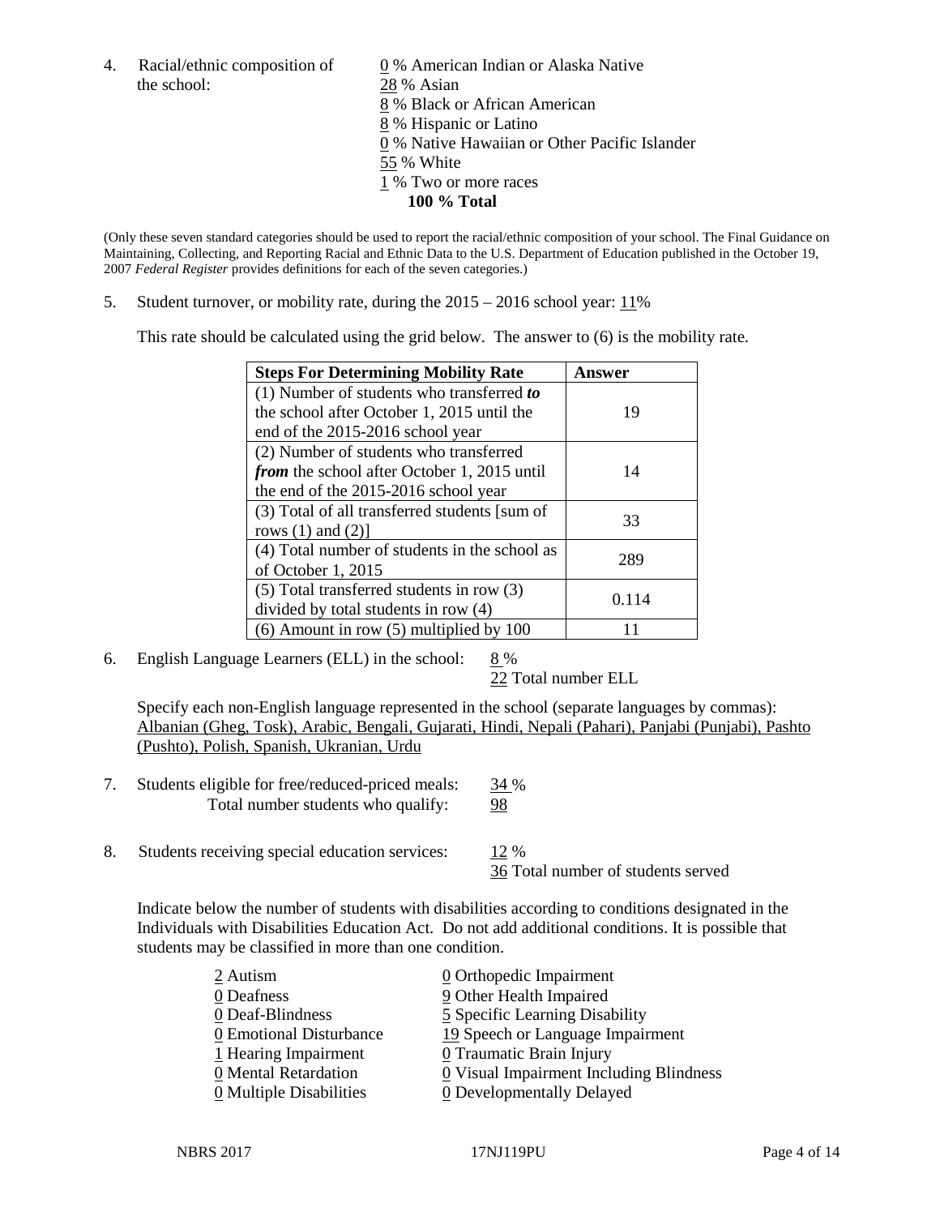4. Racial/ethnic composition of the school:

0 % American Indian or Alaska Native
28 % Asian
8 % Black or African American
8 % Hispanic or Latino
0 % Native Hawaiian or Other Pacific Islander
55 % White
1 % Two or more races
**100 % Total**

(Only these seven standard categories should be used to report the racial/ethnic composition of your school. The Final Guidance on Maintaining, Collecting, and Reporting Racial and Ethnic Data to the U.S. Department of Education published in the October 19, 2007 *Federal Register* provides definitions for each of the seven categories.)

5. Student turnover, or mobility rate, during the 2015 – 2016 school year: 11%

This rate should be calculated using the grid below. The answer to (6) is the mobility rate.

| **Steps For Determining Mobility Rate** | **Answer** |
|---|---|
| (1) Number of students who transferred ***to*** the school after October 1, 2015 until the end of the 2015-2016 school year | 19 |
| (2) Number of students who transferred ***from*** the school after October 1, 2015 until the end of the 2015-2016 school year | 14 |
| (3) Total of all transferred students [sum of rows (1) and (2)] | 33 |
| (4) Total number of students in the school as of October 1, 2015 | 289 |
| (5) Total transferred students in row (3) divided by total students in row (4) | 0.114 |
| (6) Amount in row (5) multiplied by 100 | 11 |

6. English Language Learners (ELL) in the school: 8 %
22 Total number ELL

Specify each non-English language represented in the school (separate languages by commas):
Albanian (Gheg, Tosk), Arabic, Bengali, Gujarati, Hindi, Nepali (Pahari), Panjabi (Punjabi), Pashto (Pushto), Polish, Spanish, Ukranian, Urdu

7. Students eligible for free/reduced-priced meals: 34 %
Total number students who qualify: 98

8. Students receiving special education services: 12 %
36 Total number of students served

Indicate below the number of students with disabilities according to conditions designated in the Individuals with Disabilities Education Act. Do not add additional conditions. It is possible that students may be classified in more than one condition.

2 Autism
0 Deafness
0 Deaf-Blindness
0 Emotional Disturbance
1 Hearing Impairment
0 Mental Retardation
0 Multiple Disabilities
0 Orthopedic Impairment
9 Other Health Impaired
5 Specific Learning Disability
19 Speech or Language Impairment
0 Traumatic Brain Injury
0 Visual Impairment Including Blindness
0 Developmentally Delayed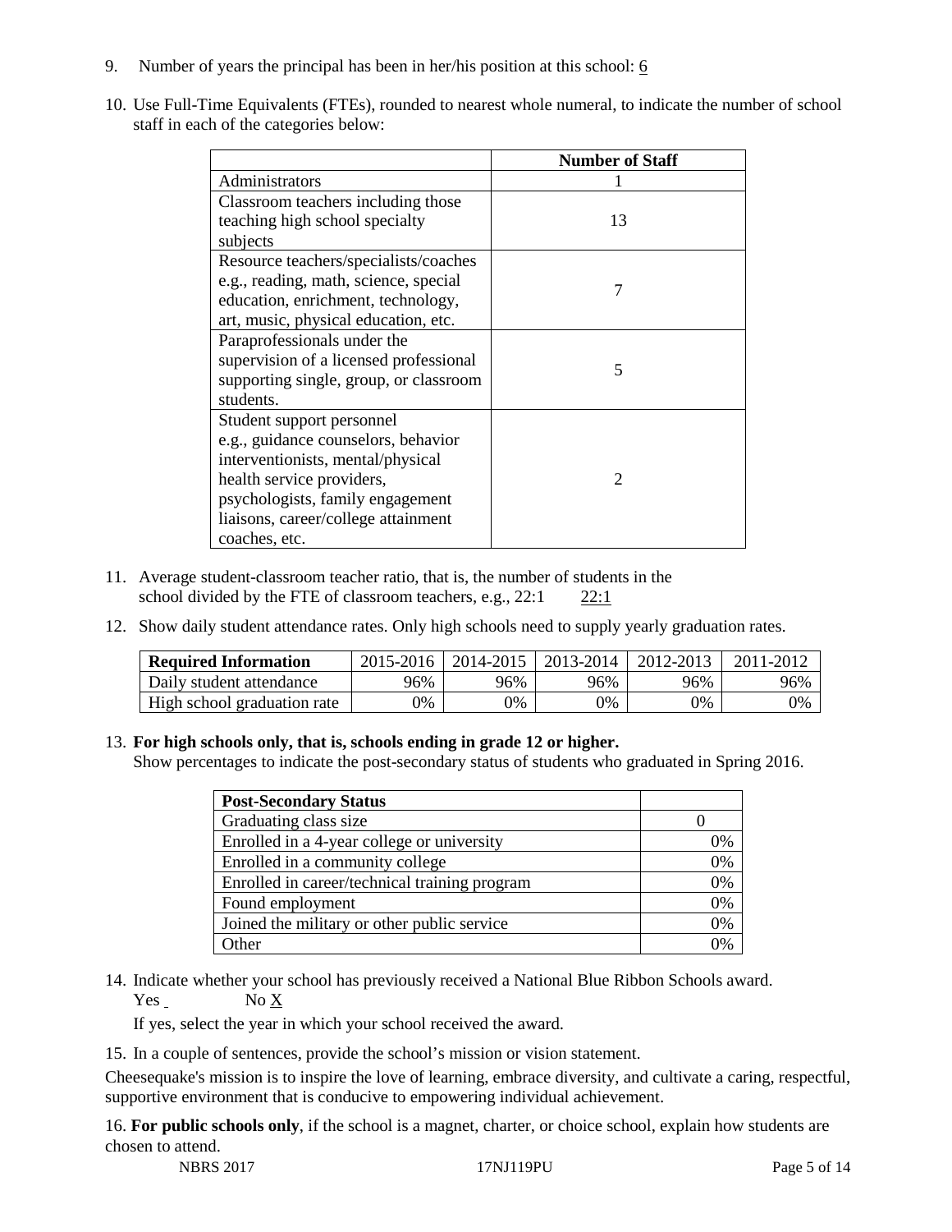9. Number of years the principal has been in her/his position at this school: 6

10. Use Full-Time Equivalents (FTEs), rounded to nearest whole numeral, to indicate the number of school staff in each of the categories below:

| | Number of Staff |
|---|---|
| Administrators | 1 |
| Classroom teachers including those teaching high school specialty subjects | 13 |
| Resource teachers/specialists/coaches e.g., reading, math, science, special education, enrichment, technology, art, music, physical education, etc. | 7 |
| Paraprofessionals under the supervision of a licensed professional supporting single, group, or classroom students. | 5 |
| Student support personnel e.g., guidance counselors, behavior interventionists, mental/physical health service providers, psychologists, family engagement liaisons, career/college attainment coaches, etc. | 2 |

11. Average student-classroom teacher ratio, that is, the number of students in the school divided by the FTE of classroom teachers, e.g., 22:1 22:1

12. Show daily student attendance rates. Only high schools need to supply yearly graduation rates.

| Required Information | 2015-2016 | 2014-2015 | 2013-2014 | 2012-2013 | 2011-2012 |
|---|---|---|---|---|---|
| Daily student attendance | 96% | 96% | 96% | 96% | 96% |
| High school graduation rate | 0% | 0% | 0% | 0% | 0% |

13. **For high schools only, that is, schools ending in grade 12 or higher.**
Show percentages to indicate the post-secondary status of students who graduated in Spring 2016.

| Post-Secondary Status | |
|---|---|
| Graduating class size | 0 |
| Enrolled in a 4-year college or university | 0% |
| Enrolled in a community college | 0% |
| Enrolled in career/technical training program | 0% |
| Found employment | 0% |
| Joined the military or other public service | 0% |
| Other | 0% |

14. Indicate whether your school has previously received a National Blue Ribbon Schools award.
Yes No X

If yes, select the year in which your school received the award.

15. In a couple of sentences, provide the school's mission or vision statement.

Cheesequake's mission is to inspire the love of learning, embrace diversity, and cultivate a caring, respectful, supportive environment that is conducive to empowering individual achievement.

16. **For public schools only**, if the school is a magnet, charter, or choice school, explain how students are chosen to attend.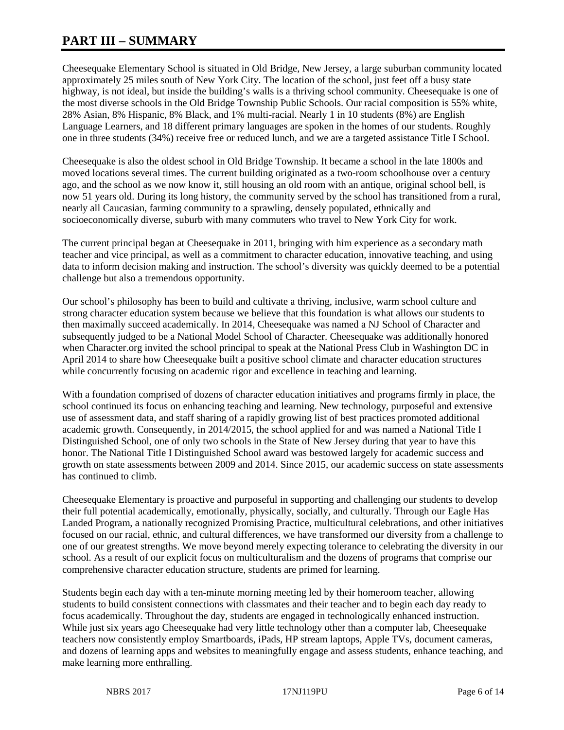# PART III – SUMMARY

Cheesequake Elementary School is situated in Old Bridge, New Jersey, a large suburban community located approximately 25 miles south of New York City. The location of the school, just feet off a busy state highway, is not ideal, but inside the building's walls is a thriving school community. Cheesequake is one of the most diverse schools in the Old Bridge Township Public Schools. Our racial composition is 55% white, 28% Asian, 8% Hispanic, 8% Black, and 1% multi-racial. Nearly 1 in 10 students (8%) are English Language Learners, and 18 different primary languages are spoken in the homes of our students. Roughly one in three students (34%) receive free or reduced lunch, and we are a targeted assistance Title I School.

Cheesequake is also the oldest school in Old Bridge Township. It became a school in the late 1800s and moved locations several times. The current building originated as a two-room schoolhouse over a century ago, and the school as we now know it, still housing an old room with an antique, original school bell, is now 51 years old. During its long history, the community served by the school has transitioned from a rural, nearly all Caucasian, farming community to a sprawling, densely populated, ethnically and socioeconomically diverse, suburb with many commuters who travel to New York City for work.

The current principal began at Cheesequake in 2011, bringing with him experience as a secondary math teacher and vice principal, as well as a commitment to character education, innovative teaching, and using data to inform decision making and instruction. The school's diversity was quickly deemed to be a potential challenge but also a tremendous opportunity.

Our school's philosophy has been to build and cultivate a thriving, inclusive, warm school culture and strong character education system because we believe that this foundation is what allows our students to then maximally succeed academically. In 2014, Cheesequake was named a NJ School of Character and subsequently judged to be a National Model School of Character. Cheesequake was additionally honored when Character.org invited the school principal to speak at the National Press Club in Washington DC in April 2014 to share how Cheesequake built a positive school climate and character education structures while concurrently focusing on academic rigor and excellence in teaching and learning.

With a foundation comprised of dozens of character education initiatives and programs firmly in place, the school continued its focus on enhancing teaching and learning. New technology, purposeful and extensive use of assessment data, and staff sharing of a rapidly growing list of best practices promoted additional academic growth. Consequently, in 2014/2015, the school applied for and was named a National Title I Distinguished School, one of only two schools in the State of New Jersey during that year to have this honor. The National Title I Distinguished School award was bestowed largely for academic success and growth on state assessments between 2009 and 2014. Since 2015, our academic success on state assessments has continued to climb.

Cheesequake Elementary is proactive and purposeful in supporting and challenging our students to develop their full potential academically, emotionally, physically, socially, and culturally. Through our Eagle Has Landed Program, a nationally recognized Promising Practice, multicultural celebrations, and other initiatives focused on our racial, ethnic, and cultural differences, we have transformed our diversity from a challenge to one of our greatest strengths. We move beyond merely expecting tolerance to celebrating the diversity in our school. As a result of our explicit focus on multiculturalism and the dozens of programs that comprise our comprehensive character education structure, students are primed for learning.

Students begin each day with a ten-minute morning meeting led by their homeroom teacher, allowing students to build consistent connections with classmates and their teacher and to begin each day ready to focus academically. Throughout the day, students are engaged in technologically enhanced instruction. While just six years ago Cheesequake had very little technology other than a computer lab, Cheesequake teachers now consistently employ Smartboards, iPads, HP stream laptops, Apple TVs, document cameras, and dozens of learning apps and websites to meaningfully engage and assess students, enhance teaching, and make learning more enthralling.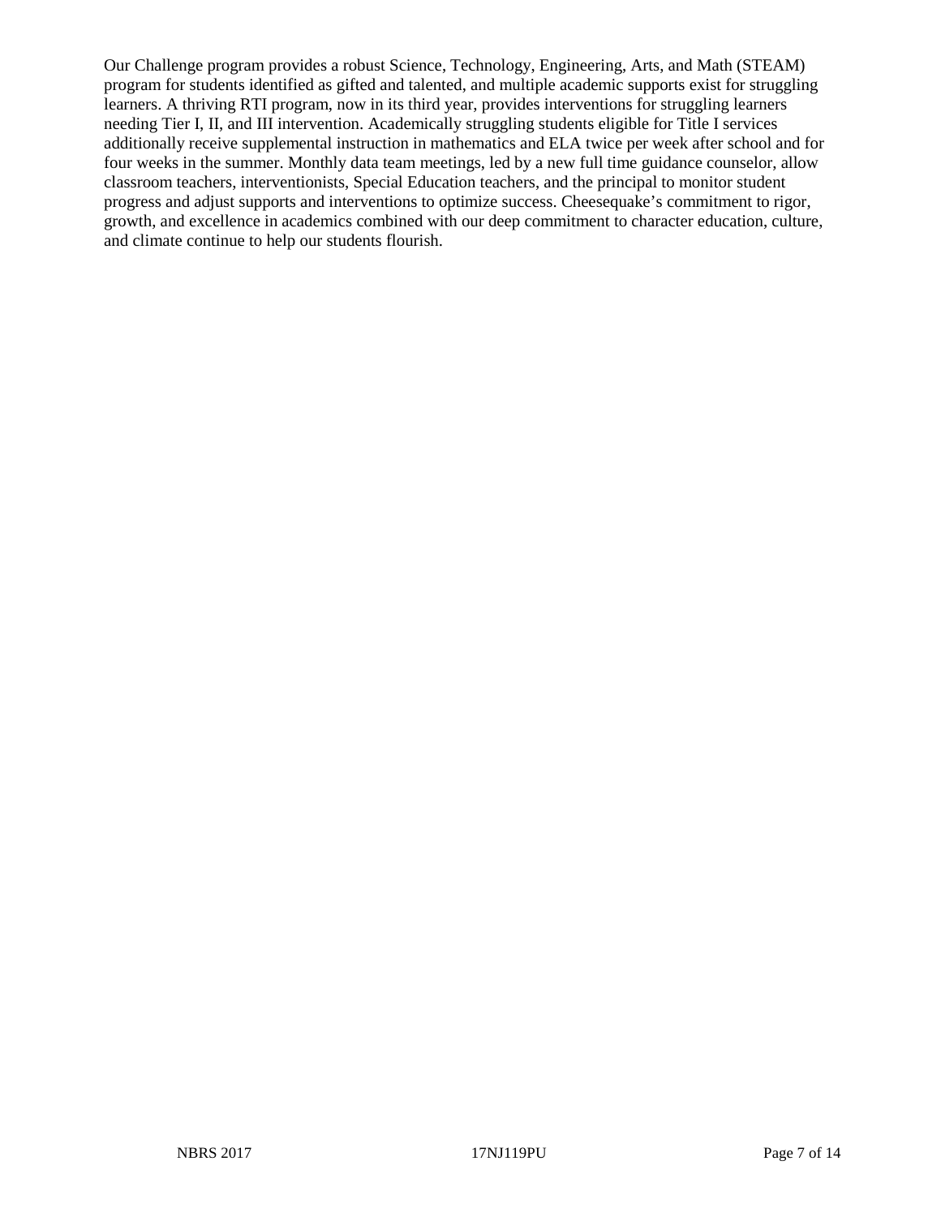Our Challenge program provides a robust Science, Technology, Engineering, Arts, and Math (STEAM) program for students identified as gifted and talented, and multiple academic supports exist for struggling learners. A thriving RTI program, now in its third year, provides interventions for struggling learners needing Tier I, II, and III intervention. Academically struggling students eligible for Title I services additionally receive supplemental instruction in mathematics and ELA twice per week after school and for four weeks in the summer. Monthly data team meetings, led by a new full time guidance counselor, allow classroom teachers, interventionists, Special Education teachers, and the principal to monitor student progress and adjust supports and interventions to optimize success. Cheesequake's commitment to rigor, growth, and excellence in academics combined with our deep commitment to character education, culture, and climate continue to help our students flourish.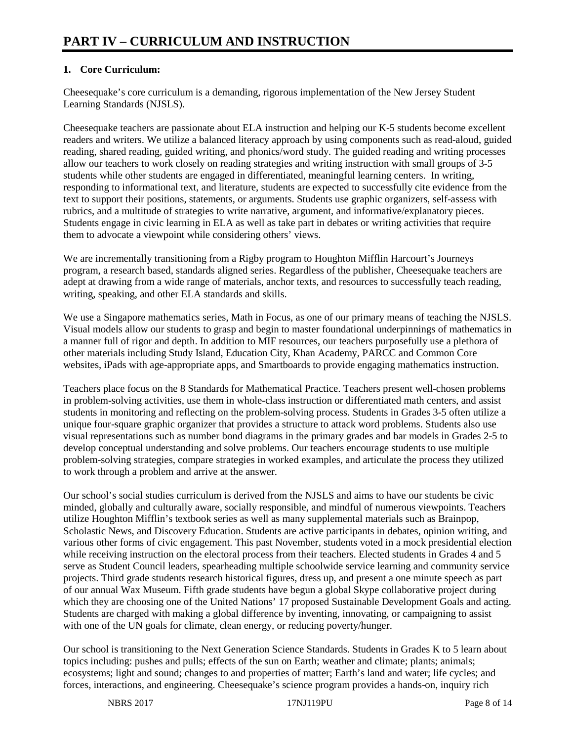# PART IV – CURRICULUM AND INSTRUCTION

**1. Core Curriculum:**

Cheesequake's core curriculum is a demanding, rigorous implementation of the New Jersey Student Learning Standards (NJSLS).

Cheesequake teachers are passionate about ELA instruction and helping our K-5 students become excellent readers and writers. We utilize a balanced literacy approach by using components such as read-aloud, guided reading, shared reading, guided writing, and phonics/word study. The guided reading and writing processes allow our teachers to work closely on reading strategies and writing instruction with small groups of 3-5 students while other students are engaged in differentiated, meaningful learning centers. In writing, responding to informational text, and literature, students are expected to successfully cite evidence from the text to support their positions, statements, or arguments. Students use graphic organizers, self-assess with rubrics, and a multitude of strategies to write narrative, argument, and informative/explanatory pieces. Students engage in civic learning in ELA as well as take part in debates or writing activities that require them to advocate a viewpoint while considering others' views.

We are incrementally transitioning from a Rigby program to Houghton Mifflin Harcourt's Journeys program, a research based, standards aligned series. Regardless of the publisher, Cheesequake teachers are adept at drawing from a wide range of materials, anchor texts, and resources to successfully teach reading, writing, speaking, and other ELA standards and skills.

We use a Singapore mathematics series, Math in Focus, as one of our primary means of teaching the NJSLS. Visual models allow our students to grasp and begin to master foundational underpinnings of mathematics in a manner full of rigor and depth. In addition to MIF resources, our teachers purposefully use a plethora of other materials including Study Island, Education City, Khan Academy, PARCC and Common Core websites, iPads with age-appropriate apps, and Smartboards to provide engaging mathematics instruction.

Teachers place focus on the 8 Standards for Mathematical Practice. Teachers present well-chosen problems in problem-solving activities, use them in whole-class instruction or differentiated math centers, and assist students in monitoring and reflecting on the problem-solving process. Students in Grades 3-5 often utilize a unique four-square graphic organizer that provides a structure to attack word problems. Students also use visual representations such as number bond diagrams in the primary grades and bar models in Grades 2-5 to develop conceptual understanding and solve problems. Our teachers encourage students to use multiple problem-solving strategies, compare strategies in worked examples, and articulate the process they utilized to work through a problem and arrive at the answer.

Our school's social studies curriculum is derived from the NJSLS and aims to have our students be civic minded, globally and culturally aware, socially responsible, and mindful of numerous viewpoints. Teachers utilize Houghton Mifflin's textbook series as well as many supplemental materials such as Brainpop, Scholastic News, and Discovery Education. Students are active participants in debates, opinion writing, and various other forms of civic engagement. This past November, students voted in a mock presidential election while receiving instruction on the electoral process from their teachers. Elected students in Grades 4 and 5 serve as Student Council leaders, spearheading multiple schoolwide service learning and community service projects. Third grade students research historical figures, dress up, and present a one minute speech as part of our annual Wax Museum. Fifth grade students have begun a global Skype collaborative project during which they are choosing one of the United Nations' 17 proposed Sustainable Development Goals and acting. Students are charged with making a global difference by inventing, innovating, or campaigning to assist with one of the UN goals for climate, clean energy, or reducing poverty/hunger.

Our school is transitioning to the Next Generation Science Standards. Students in Grades K to 5 learn about topics including: pushes and pulls; effects of the sun on Earth; weather and climate; plants; animals; ecosystems; light and sound; changes to and properties of matter; Earth's land and water; life cycles; and forces, interactions, and engineering. Cheesequake's science program provides a hands-on, inquiry rich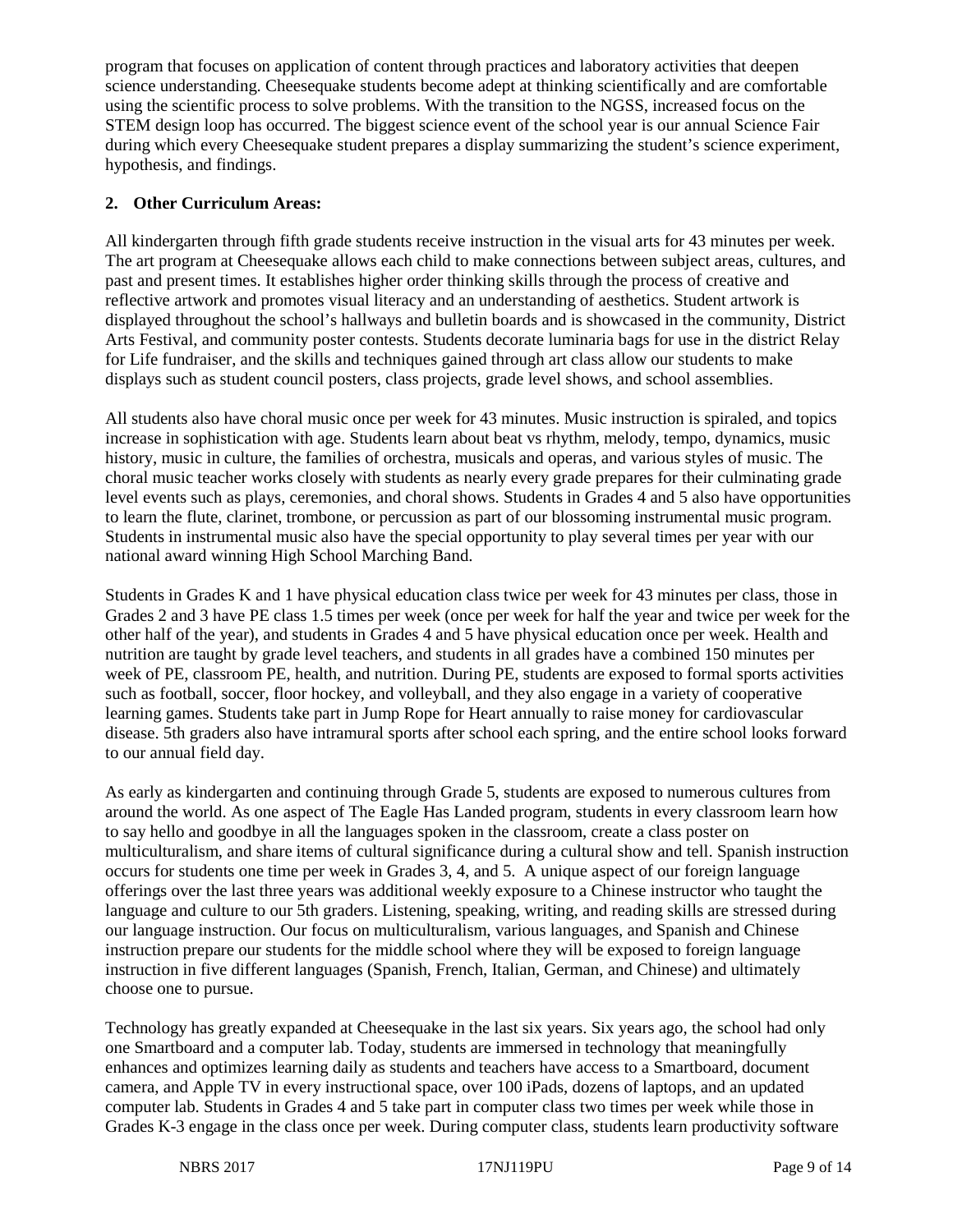program that focuses on application of content through practices and laboratory activities that deepen science understanding. Cheesequake students become adept at thinking scientifically and are comfortable using the scientific process to solve problems. With the transition to the NGSS, increased focus on the STEM design loop has occurred. The biggest science event of the school year is our annual Science Fair during which every Cheesequake student prepares a display summarizing the student's science experiment, hypothesis, and findings.

**2. Other Curriculum Areas:**

All kindergarten through fifth grade students receive instruction in the visual arts for 43 minutes per week. The art program at Cheesequake allows each child to make connections between subject areas, cultures, and past and present times. It establishes higher order thinking skills through the process of creative and reflective artwork and promotes visual literacy and an understanding of aesthetics. Student artwork is displayed throughout the school's hallways and bulletin boards and is showcased in the community, District Arts Festival, and community poster contests. Students decorate luminaria bags for use in the district Relay for Life fundraiser, and the skills and techniques gained through art class allow our students to make displays such as student council posters, class projects, grade level shows, and school assemblies.

All students also have choral music once per week for 43 minutes. Music instruction is spiraled, and topics increase in sophistication with age. Students learn about beat vs rhythm, melody, tempo, dynamics, music history, music in culture, the families of orchestra, musicals and operas, and various styles of music. The choral music teacher works closely with students as nearly every grade prepares for their culminating grade level events such as plays, ceremonies, and choral shows. Students in Grades 4 and 5 also have opportunities to learn the flute, clarinet, trombone, or percussion as part of our blossoming instrumental music program. Students in instrumental music also have the special opportunity to play several times per year with our national award winning High School Marching Band.

Students in Grades K and 1 have physical education class twice per week for 43 minutes per class, those in Grades 2 and 3 have PE class 1.5 times per week (once per week for half the year and twice per week for the other half of the year), and students in Grades 4 and 5 have physical education once per week. Health and nutrition are taught by grade level teachers, and students in all grades have a combined 150 minutes per week of PE, classroom PE, health, and nutrition. During PE, students are exposed to formal sports activities such as football, soccer, floor hockey, and volleyball, and they also engage in a variety of cooperative learning games. Students take part in Jump Rope for Heart annually to raise money for cardiovascular disease. 5th graders also have intramural sports after school each spring, and the entire school looks forward to our annual field day.

As early as kindergarten and continuing through Grade 5, students are exposed to numerous cultures from around the world. As one aspect of The Eagle Has Landed program, students in every classroom learn how to say hello and goodbye in all the languages spoken in the classroom, create a class poster on multiculturalism, and share items of cultural significance during a cultural show and tell. Spanish instruction occurs for students one time per week in Grades 3, 4, and 5. A unique aspect of our foreign language offerings over the last three years was additional weekly exposure to a Chinese instructor who taught the language and culture to our 5th graders. Listening, speaking, writing, and reading skills are stressed during our language instruction. Our focus on multiculturalism, various languages, and Spanish and Chinese instruction prepare our students for the middle school where they will be exposed to foreign language instruction in five different languages (Spanish, French, Italian, German, and Chinese) and ultimately choose one to pursue.

Technology has greatly expanded at Cheesequake in the last six years. Six years ago, the school had only one Smartboard and a computer lab. Today, students are immersed in technology that meaningfully enhances and optimizes learning daily as students and teachers have access to a Smartboard, document camera, and Apple TV in every instructional space, over 100 iPads, dozens of laptops, and an updated computer lab. Students in Grades 4 and 5 take part in computer class two times per week while those in Grades K-3 engage in the class once per week. During computer class, students learn productivity software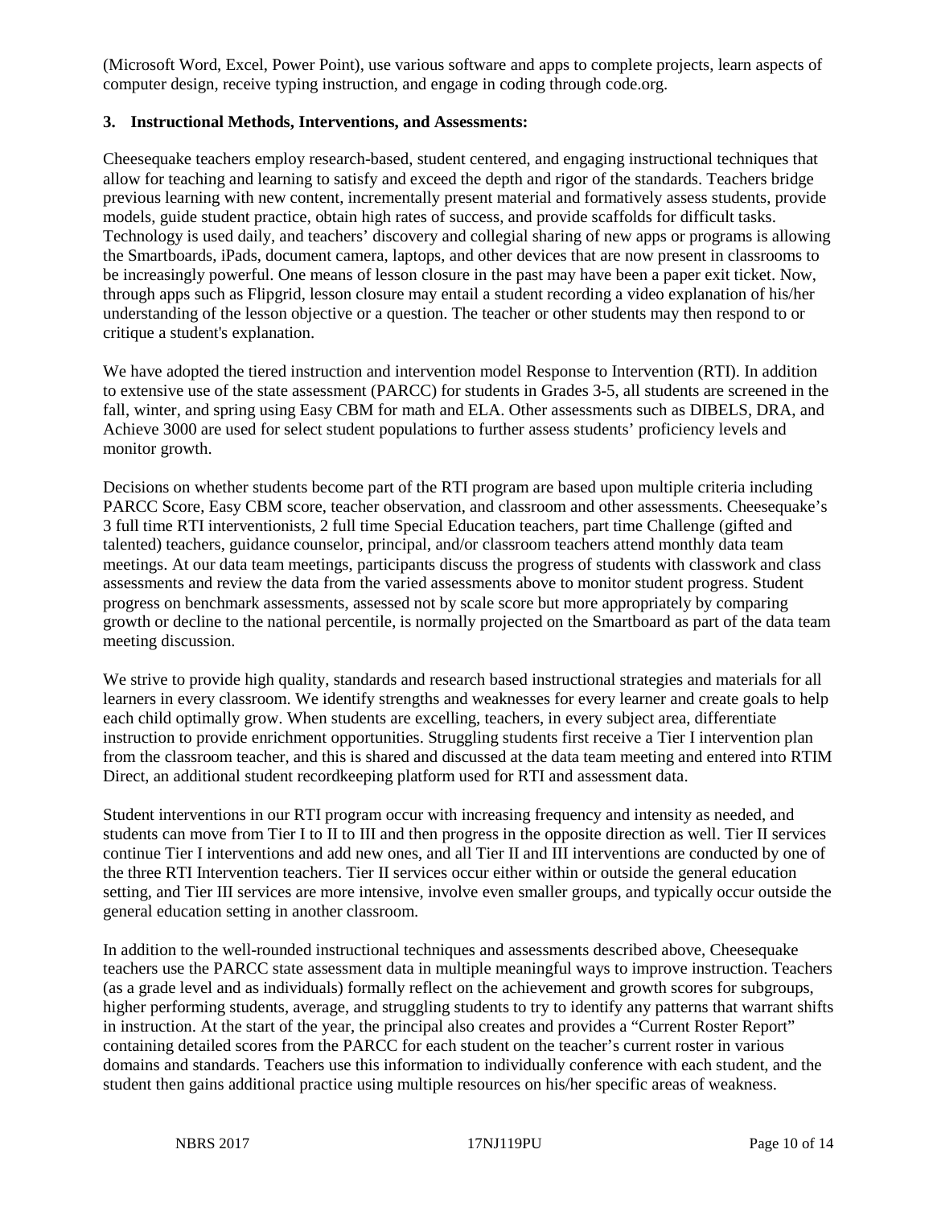(Microsoft Word, Excel, Power Point), use various software and apps to complete projects, learn aspects of computer design, receive typing instruction, and engage in coding through code.org.

**3. Instructional Methods, Interventions, and Assessments:**

Cheesequake teachers employ research-based, student centered, and engaging instructional techniques that allow for teaching and learning to satisfy and exceed the depth and rigor of the standards. Teachers bridge previous learning with new content, incrementally present material and formatively assess students, provide models, guide student practice, obtain high rates of success, and provide scaffolds for difficult tasks. Technology is used daily, and teachers' discovery and collegial sharing of new apps or programs is allowing the Smartboards, iPads, document camera, laptops, and other devices that are now present in classrooms to be increasingly powerful. One means of lesson closure in the past may have been a paper exit ticket. Now, through apps such as Flipgrid, lesson closure may entail a student recording a video explanation of his/her understanding of the lesson objective or a question. The teacher or other students may then respond to or critique a student's explanation.

We have adopted the tiered instruction and intervention model Response to Intervention (RTI). In addition to extensive use of the state assessment (PARCC) for students in Grades 3-5, all students are screened in the fall, winter, and spring using Easy CBM for math and ELA. Other assessments such as DIBELS, DRA, and Achieve 3000 are used for select student populations to further assess students' proficiency levels and monitor growth.

Decisions on whether students become part of the RTI program are based upon multiple criteria including PARCC Score, Easy CBM score, teacher observation, and classroom and other assessments. Cheesequake's 3 full time RTI interventionists, 2 full time Special Education teachers, part time Challenge (gifted and talented) teachers, guidance counselor, principal, and/or classroom teachers attend monthly data team meetings. At our data team meetings, participants discuss the progress of students with classwork and class assessments and review the data from the varied assessments above to monitor student progress. Student progress on benchmark assessments, assessed not by scale score but more appropriately by comparing growth or decline to the national percentile, is normally projected on the Smartboard as part of the data team meeting discussion.

We strive to provide high quality, standards and research based instructional strategies and materials for all learners in every classroom. We identify strengths and weaknesses for every learner and create goals to help each child optimally grow. When students are excelling, teachers, in every subject area, differentiate instruction to provide enrichment opportunities. Struggling students first receive a Tier I intervention plan from the classroom teacher, and this is shared and discussed at the data team meeting and entered into RTIM Direct, an additional student recordkeeping platform used for RTI and assessment data.

Student interventions in our RTI program occur with increasing frequency and intensity as needed, and students can move from Tier I to II to III and then progress in the opposite direction as well. Tier II services continue Tier I interventions and add new ones, and all Tier II and III interventions are conducted by one of the three RTI Intervention teachers. Tier II services occur either within or outside the general education setting, and Tier III services are more intensive, involve even smaller groups, and typically occur outside the general education setting in another classroom.

In addition to the well-rounded instructional techniques and assessments described above, Cheesequake teachers use the PARCC state assessment data in multiple meaningful ways to improve instruction. Teachers (as a grade level and as individuals) formally reflect on the achievement and growth scores for subgroups, higher performing students, average, and struggling students to try to identify any patterns that warrant shifts in instruction. At the start of the year, the principal also creates and provides a "Current Roster Report" containing detailed scores from the PARCC for each student on the teacher's current roster in various domains and standards. Teachers use this information to individually conference with each student, and the student then gains additional practice using multiple resources on his/her specific areas of weakness.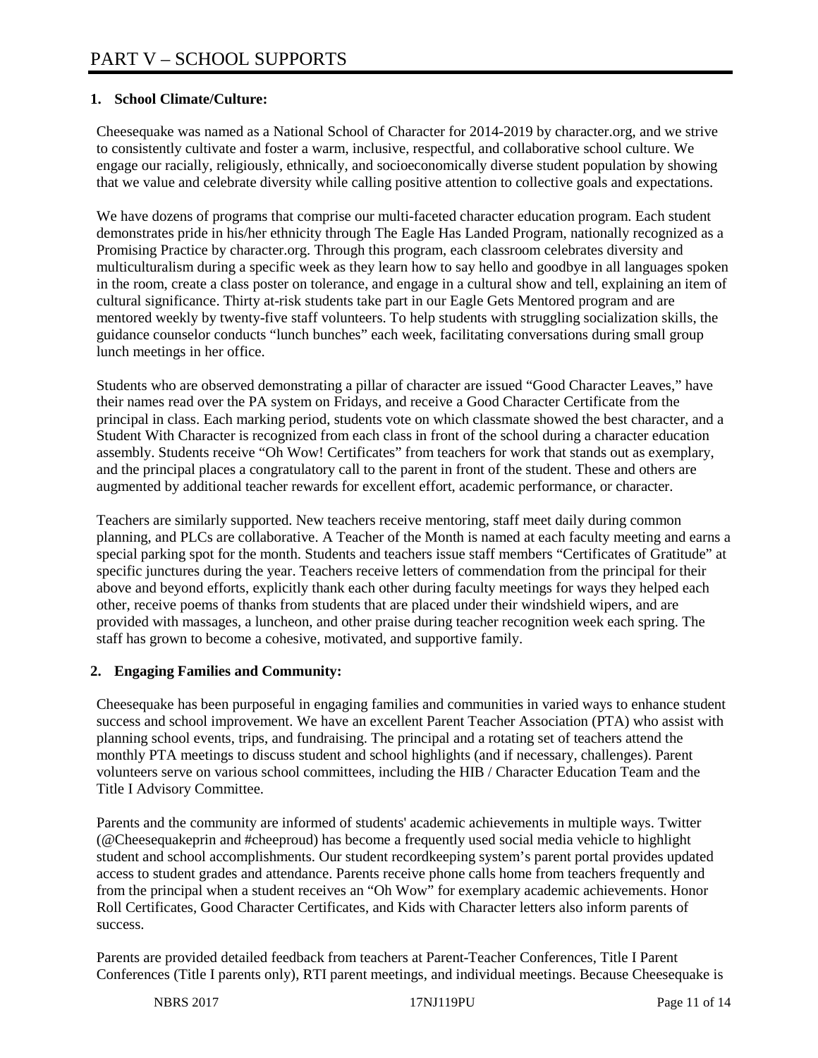# PART V – SCHOOL SUPPORTS

**1. School Climate/Culture:**

Cheesequake was named as a National School of Character for 2014-2019 by character.org, and we strive to consistently cultivate and foster a warm, inclusive, respectful, and collaborative school culture. We engage our racially, religiously, ethnically, and socioeconomically diverse student population by showing that we value and celebrate diversity while calling positive attention to collective goals and expectations.

We have dozens of programs that comprise our multi-faceted character education program. Each student demonstrates pride in his/her ethnicity through The Eagle Has Landed Program, nationally recognized as a Promising Practice by character.org. Through this program, each classroom celebrates diversity and multiculturalism during a specific week as they learn how to say hello and goodbye in all languages spoken in the room, create a class poster on tolerance, and engage in a cultural show and tell, explaining an item of cultural significance. Thirty at-risk students take part in our Eagle Gets Mentored program and are mentored weekly by twenty-five staff volunteers. To help students with struggling socialization skills, the guidance counselor conducts "lunch bunches" each week, facilitating conversations during small group lunch meetings in her office.

Students who are observed demonstrating a pillar of character are issued "Good Character Leaves," have their names read over the PA system on Fridays, and receive a Good Character Certificate from the principal in class. Each marking period, students vote on which classmate showed the best character, and a Student With Character is recognized from each class in front of the school during a character education assembly. Students receive "Oh Wow! Certificates" from teachers for work that stands out as exemplary, and the principal places a congratulatory call to the parent in front of the student. These and others are augmented by additional teacher rewards for excellent effort, academic performance, or character.

Teachers are similarly supported. New teachers receive mentoring, staff meet daily during common planning, and PLCs are collaborative. A Teacher of the Month is named at each faculty meeting and earns a special parking spot for the month. Students and teachers issue staff members "Certificates of Gratitude" at specific junctures during the year. Teachers receive letters of commendation from the principal for their above and beyond efforts, explicitly thank each other during faculty meetings for ways they helped each other, receive poems of thanks from students that are placed under their windshield wipers, and are provided with massages, a luncheon, and other praise during teacher recognition week each spring. The staff has grown to become a cohesive, motivated, and supportive family.

**2. Engaging Families and Community:**

Cheesequake has been purposeful in engaging families and communities in varied ways to enhance student success and school improvement. We have an excellent Parent Teacher Association (PTA) who assist with planning school events, trips, and fundraising. The principal and a rotating set of teachers attend the monthly PTA meetings to discuss student and school highlights (and if necessary, challenges). Parent volunteers serve on various school committees, including the HIB / Character Education Team and the Title I Advisory Committee.

Parents and the community are informed of students' academic achievements in multiple ways. Twitter (@Cheesequakeprin and #cheeproud) has become a frequently used social media vehicle to highlight student and school accomplishments. Our student recordkeeping system's parent portal provides updated access to student grades and attendance. Parents receive phone calls home from teachers frequently and from the principal when a student receives an "Oh Wow" for exemplary academic achievements. Honor Roll Certificates, Good Character Certificates, and Kids with Character letters also inform parents of success.

Parents are provided detailed feedback from teachers at Parent-Teacher Conferences, Title I Parent Conferences (Title I parents only), RTI parent meetings, and individual meetings. Because Cheesequake is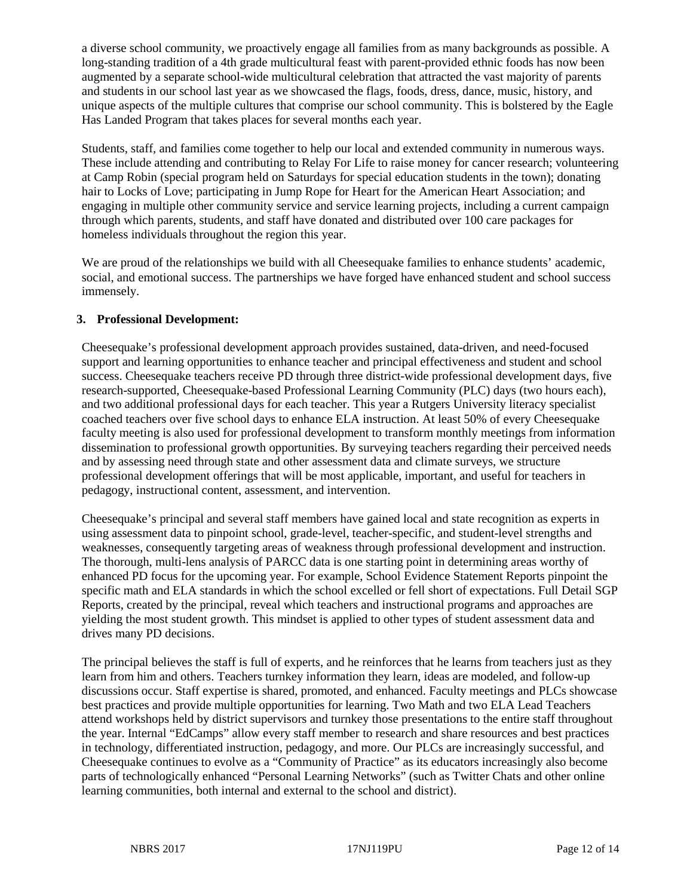a diverse school community, we proactively engage all families from as many backgrounds as possible. A long-standing tradition of a 4th grade multicultural feast with parent-provided ethnic foods has now been augmented by a separate school-wide multicultural celebration that attracted the vast majority of parents and students in our school last year as we showcased the flags, foods, dress, dance, music, history, and unique aspects of the multiple cultures that comprise our school community. This is bolstered by the Eagle Has Landed Program that takes places for several months each year.

Students, staff, and families come together to help our local and extended community in numerous ways. These include attending and contributing to Relay For Life to raise money for cancer research; volunteering at Camp Robin (special program held on Saturdays for special education students in the town); donating hair to Locks of Love; participating in Jump Rope for Heart for the American Heart Association; and engaging in multiple other community service and service learning projects, including a current campaign through which parents, students, and staff have donated and distributed over 100 care packages for homeless individuals throughout the region this year.

We are proud of the relationships we build with all Cheesequake families to enhance students' academic, social, and emotional success. The partnerships we have forged have enhanced student and school success immensely.

**3. Professional Development:**

Cheesequake's professional development approach provides sustained, data-driven, and need-focused support and learning opportunities to enhance teacher and principal effectiveness and student and school success. Cheesequake teachers receive PD through three district-wide professional development days, five research-supported, Cheesequake-based Professional Learning Community (PLC) days (two hours each), and two additional professional days for each teacher. This year a Rutgers University literacy specialist coached teachers over five school days to enhance ELA instruction. At least 50% of every Cheesequake faculty meeting is also used for professional development to transform monthly meetings from information dissemination to professional growth opportunities. By surveying teachers regarding their perceived needs and by assessing need through state and other assessment data and climate surveys, we structure professional development offerings that will be most applicable, important, and useful for teachers in pedagogy, instructional content, assessment, and intervention.

Cheesequake's principal and several staff members have gained local and state recognition as experts in using assessment data to pinpoint school, grade-level, teacher-specific, and student-level strengths and weaknesses, consequently targeting areas of weakness through professional development and instruction. The thorough, multi-lens analysis of PARCC data is one starting point in determining areas worthy of enhanced PD focus for the upcoming year. For example, School Evidence Statement Reports pinpoint the specific math and ELA standards in which the school excelled or fell short of expectations. Full Detail SGP Reports, created by the principal, reveal which teachers and instructional programs and approaches are yielding the most student growth. This mindset is applied to other types of student assessment data and drives many PD decisions.

The principal believes the staff is full of experts, and he reinforces that he learns from teachers just as they learn from him and others. Teachers turnkey information they learn, ideas are modeled, and follow-up discussions occur. Staff expertise is shared, promoted, and enhanced. Faculty meetings and PLCs showcase best practices and provide multiple opportunities for learning. Two Math and two ELA Lead Teachers attend workshops held by district supervisors and turnkey those presentations to the entire staff throughout the year. Internal "EdCamps" allow every staff member to research and share resources and best practices in technology, differentiated instruction, pedagogy, and more. Our PLCs are increasingly successful, and Cheesequake continues to evolve as a "Community of Practice" as its educators increasingly also become parts of technologically enhanced "Personal Learning Networks" (such as Twitter Chats and other online learning communities, both internal and external to the school and district).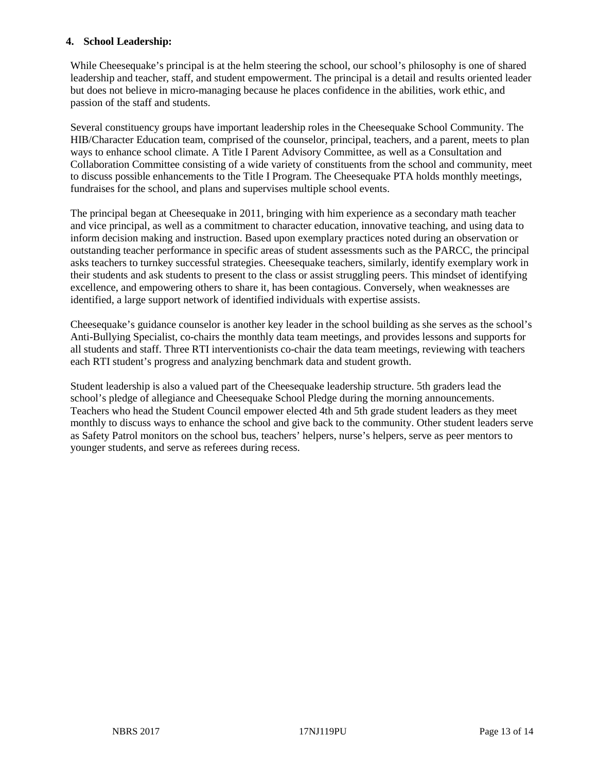#### 4. School Leadership:

While Cheesequake's principal is at the helm steering the school, our school's philosophy is one of shared leadership and teacher, staff, and student empowerment. The principal is a detail and results oriented leader but does not believe in micro-managing because he places confidence in the abilities, work ethic, and passion of the staff and students.

Several constituency groups have important leadership roles in the Cheesequake School Community. The HIB/Character Education team, comprised of the counselor, principal, teachers, and a parent, meets to plan ways to enhance school climate. A Title I Parent Advisory Committee, as well as a Consultation and Collaboration Committee consisting of a wide variety of constituents from the school and community, meet to discuss possible enhancements to the Title I Program. The Cheesequake PTA holds monthly meetings, fundraises for the school, and plans and supervises multiple school events.

The principal began at Cheesequake in 2011, bringing with him experience as a secondary math teacher and vice principal, as well as a commitment to character education, innovative teaching, and using data to inform decision making and instruction. Based upon exemplary practices noted during an observation or outstanding teacher performance in specific areas of student assessments such as the PARCC, the principal asks teachers to turnkey successful strategies. Cheesequake teachers, similarly, identify exemplary work in their students and ask students to present to the class or assist struggling peers. This mindset of identifying excellence, and empowering others to share it, has been contagious. Conversely, when weaknesses are identified, a large support network of identified individuals with expertise assists.

Cheesequake's guidance counselor is another key leader in the school building as she serves as the school's Anti-Bullying Specialist, co-chairs the monthly data team meetings, and provides lessons and supports for all students and staff. Three RTI interventionists co-chair the data team meetings, reviewing with teachers each RTI student's progress and analyzing benchmark data and student growth.

Student leadership is also a valued part of the Cheesequake leadership structure. 5th graders lead the school's pledge of allegiance and Cheesequake School Pledge during the morning announcements. Teachers who head the Student Council empower elected 4th and 5th grade student leaders as they meet monthly to discuss ways to enhance the school and give back to the community. Other student leaders serve as Safety Patrol monitors on the school bus, teachers' helpers, nurse's helpers, serve as peer mentors to younger students, and serve as referees during recess.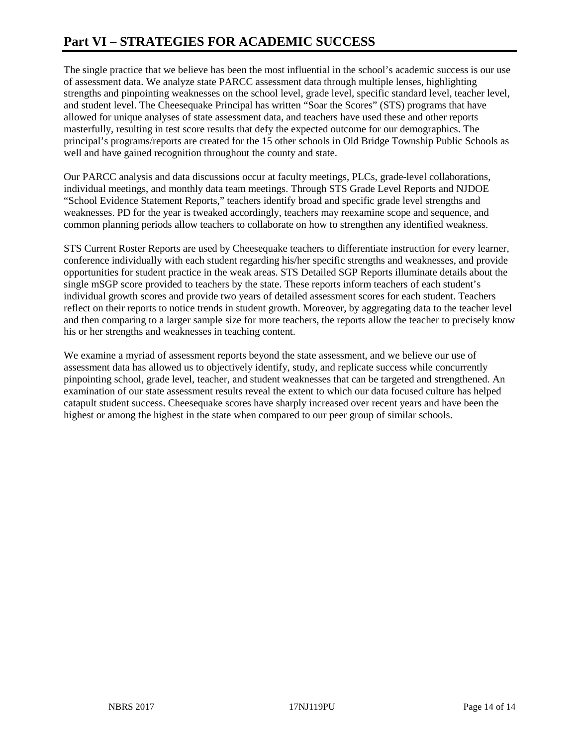# Part VI – STRATEGIES FOR ACADEMIC SUCCESS

The single practice that we believe has been the most influential in the school's academic success is our use of assessment data. We analyze state PARCC assessment data through multiple lenses, highlighting strengths and pinpointing weaknesses on the school level, grade level, specific standard level, teacher level, and student level. The Cheesequake Principal has written "Soar the Scores" (STS) programs that have allowed for unique analyses of state assessment data, and teachers have used these and other reports masterfully, resulting in test score results that defy the expected outcome for our demographics. The principal's programs/reports are created for the 15 other schools in Old Bridge Township Public Schools as well and have gained recognition throughout the county and state.

Our PARCC analysis and data discussions occur at faculty meetings, PLCs, grade-level collaborations, individual meetings, and monthly data team meetings. Through STS Grade Level Reports and NJDOE "School Evidence Statement Reports," teachers identify broad and specific grade level strengths and weaknesses. PD for the year is tweaked accordingly, teachers may reexamine scope and sequence, and common planning periods allow teachers to collaborate on how to strengthen any identified weakness.

STS Current Roster Reports are used by Cheesequake teachers to differentiate instruction for every learner, conference individually with each student regarding his/her specific strengths and weaknesses, and provide opportunities for student practice in the weak areas. STS Detailed SGP Reports illuminate details about the single mSGP score provided to teachers by the state. These reports inform teachers of each student's individual growth scores and provide two years of detailed assessment scores for each student. Teachers reflect on their reports to notice trends in student growth. Moreover, by aggregating data to the teacher level and then comparing to a larger sample size for more teachers, the reports allow the teacher to precisely know his or her strengths and weaknesses in teaching content.

We examine a myriad of assessment reports beyond the state assessment, and we believe our use of assessment data has allowed us to objectively identify, study, and replicate success while concurrently pinpointing school, grade level, teacher, and student weaknesses that can be targeted and strengthened. An examination of our state assessment results reveal the extent to which our data focused culture has helped catapult student success. Cheesequake scores have sharply increased over recent years and have been the highest or among the highest in the state when compared to our peer group of similar schools.